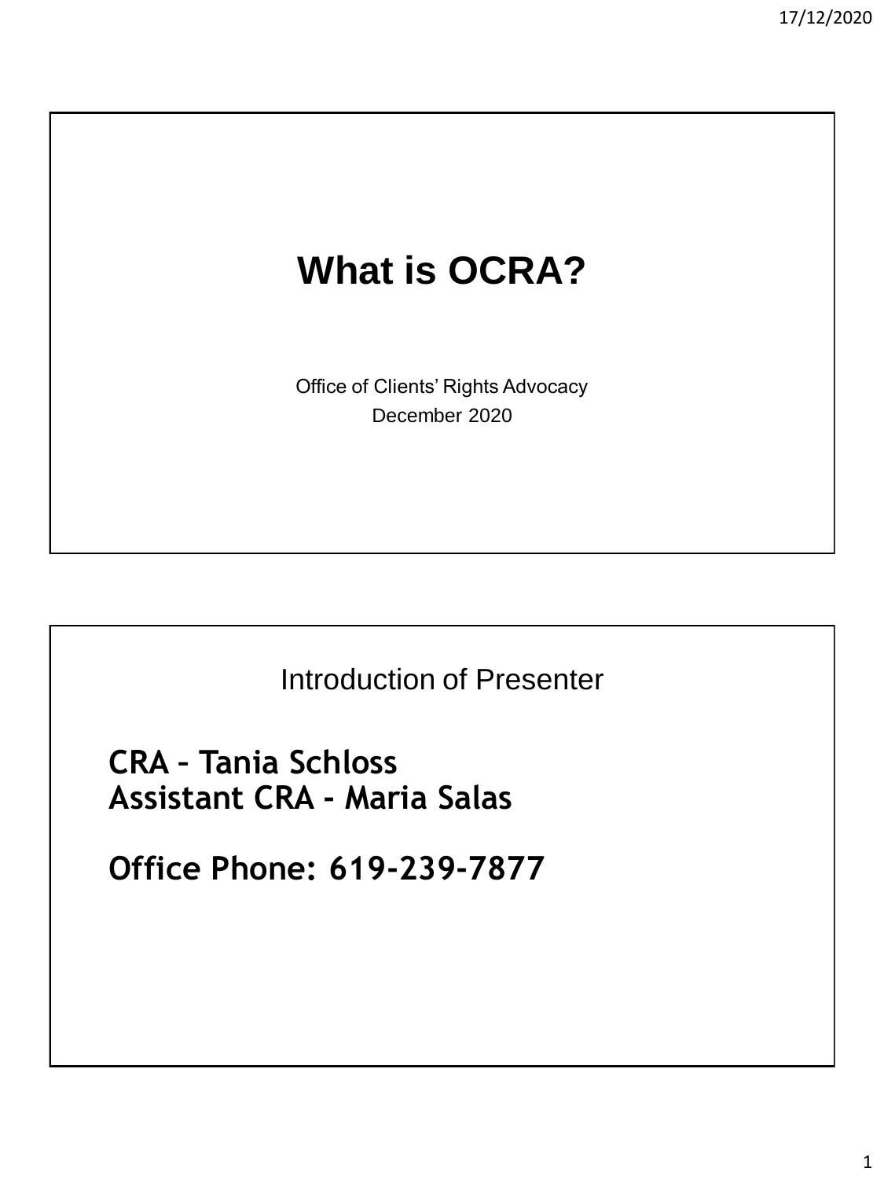# What is OCRA?

Office of Clients' Rights Advocacy
December 2020

## Introduction of Presenter

**CRA – Tania Schloss**
**Assistant CRA - Maria Salas**

**Office Phone: 619-239-7877**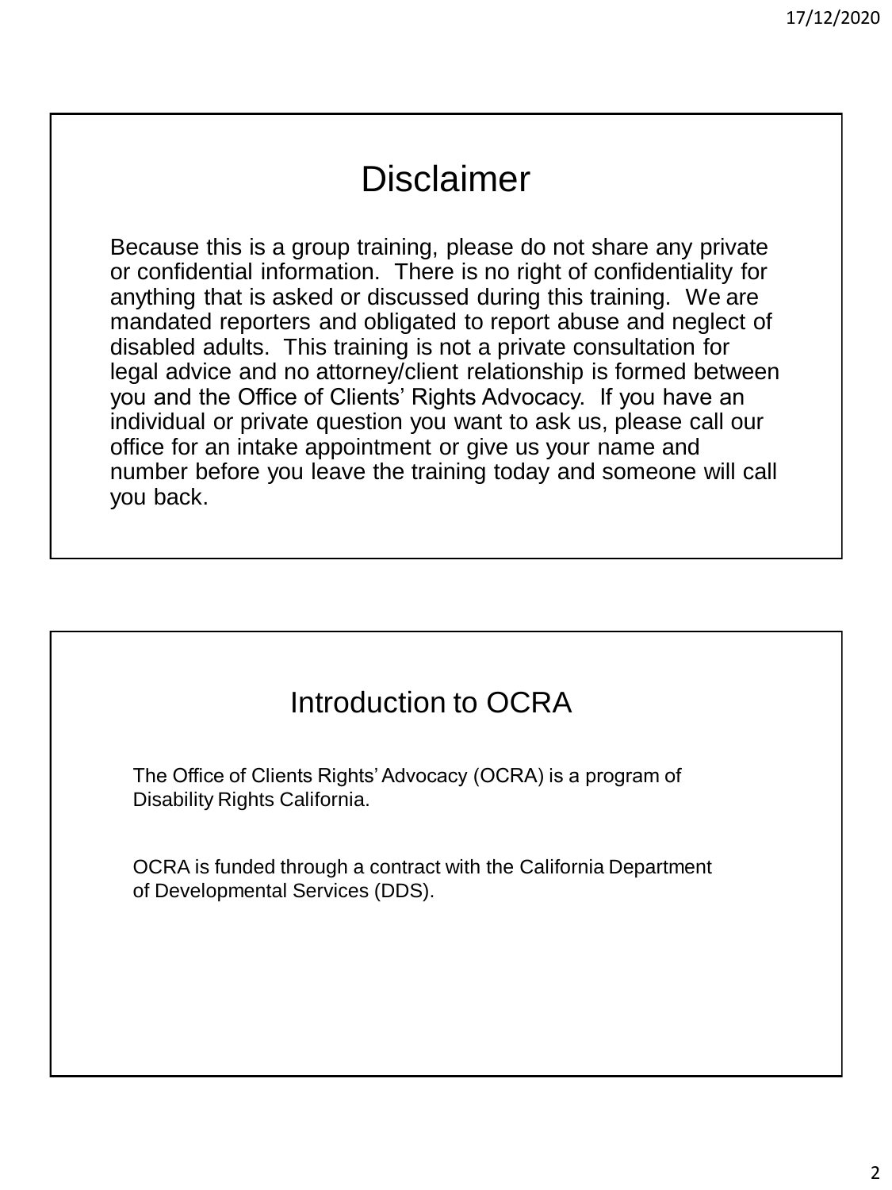# Disclaimer

Because this is a group training, please do not share any private or confidential information. There is no right of confidentiality for anything that is asked or discussed during this training. We are mandated reporters and obligated to report abuse and neglect of disabled adults. This training is not a private consultation for legal advice and no attorney/client relationship is formed between you and the Office of Clients' Rights Advocacy. If you have an individual or private question you want to ask us, please call our office for an intake appointment or give us your name and number before you leave the training today and someone will call you back.

# Introduction to OCRA

The Office of Clients Rights' Advocacy (OCRA) is a program of Disability Rights California.

OCRA is funded through a contract with the California Department of Developmental Services (DDS).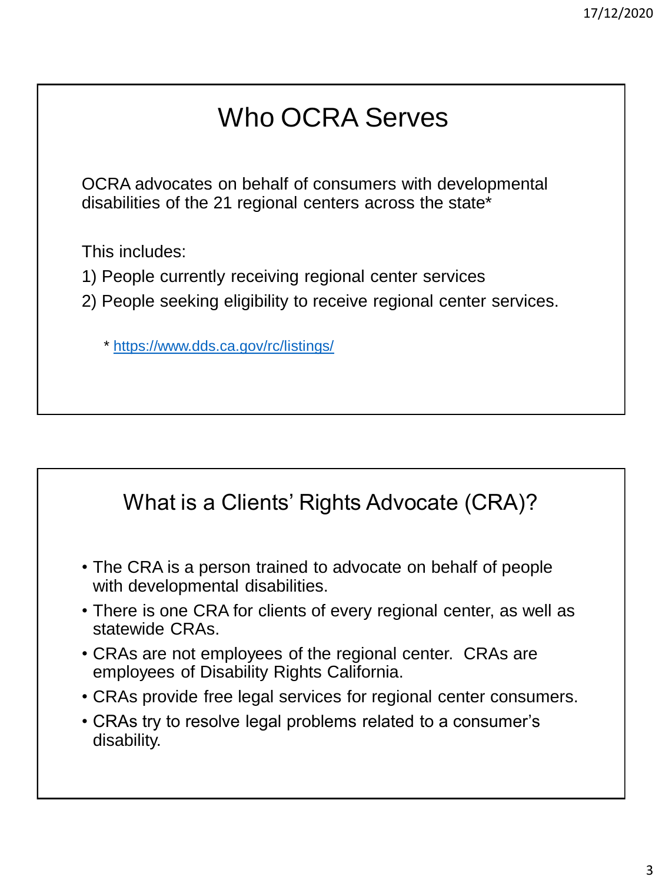## Who OCRA Serves

OCRA advocates on behalf of consumers with developmental disabilities of the 21 regional centers across the state*

This includes:

1) People currently receiving regional center services
2) People seeking eligibility to receive regional center services.

\* https://www.dds.ca.gov/rc/listings/

## What is a Clients' Rights Advocate (CRA)?

- The CRA is a person trained to advocate on behalf of people with developmental disabilities.
- There is one CRA for clients of every regional center, as well as statewide CRAs.
- CRAs are not employees of the regional center. CRAs are employees of Disability Rights California.
- CRAs provide free legal services for regional center consumers.
- CRAs try to resolve legal problems related to a consumer's disability.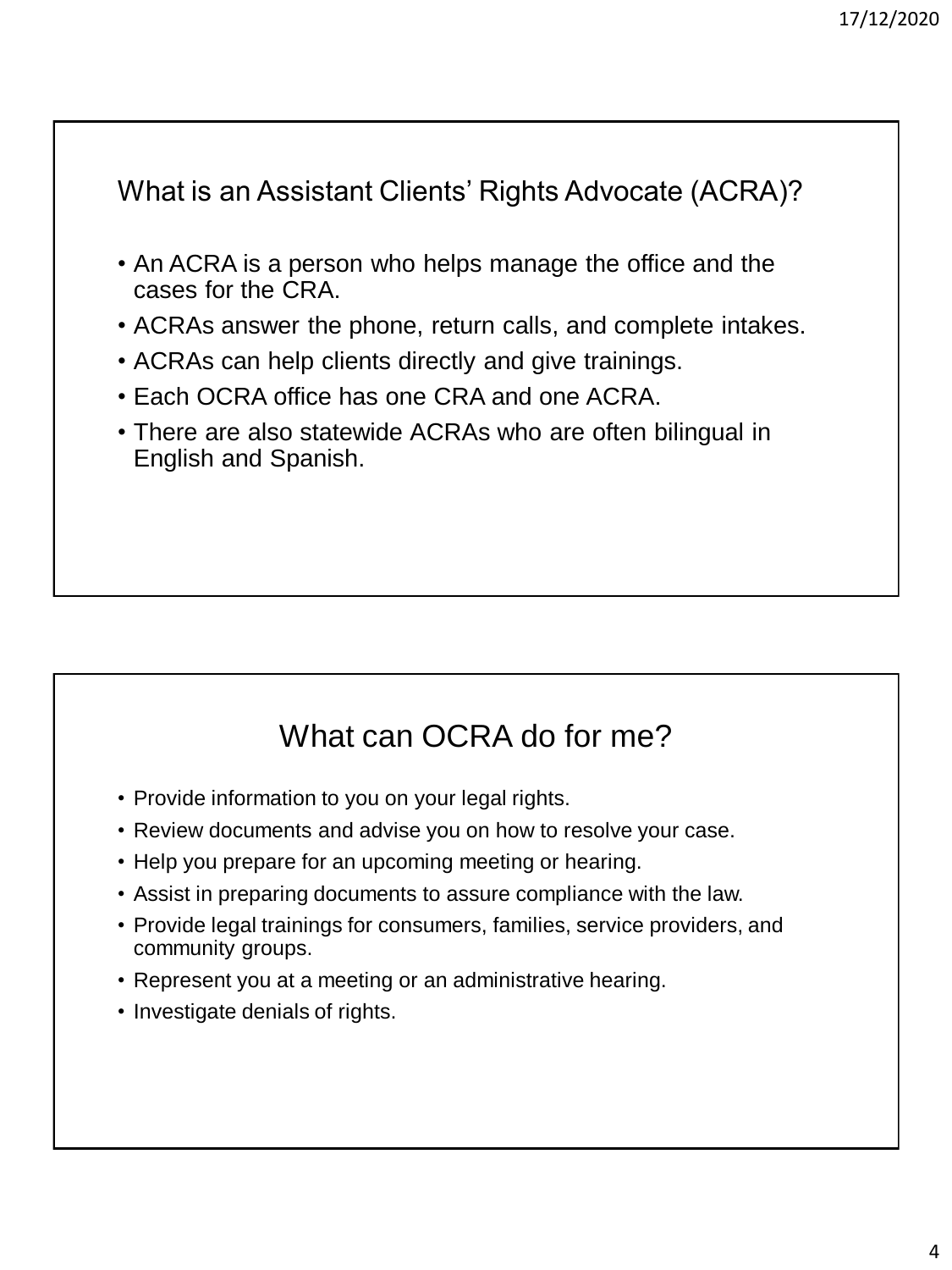## What is an Assistant Clients' Rights Advocate (ACRA)?

- An ACRA is a person who helps manage the office and the cases for the CRA.
- ACRAs answer the phone, return calls, and complete intakes.
- ACRAs can help clients directly and give trainings.
- Each OCRA office has one CRA and one ACRA.
- There are also statewide ACRAs who are often bilingual in English and Spanish.

## What can OCRA do for me?

- Provide information to you on your legal rights.
- Review documents and advise you on how to resolve your case.
- Help you prepare for an upcoming meeting or hearing.
- Assist in preparing documents to assure compliance with the law.
- Provide legal trainings for consumers, families, service providers, and community groups.
- Represent you at a meeting or an administrative hearing.
- Investigate denials of rights.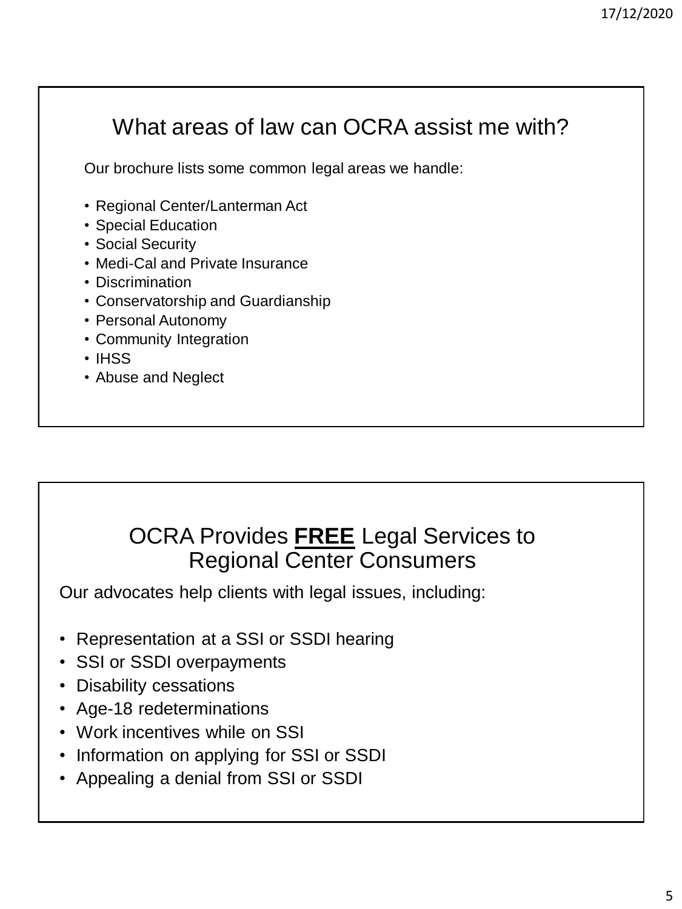## What areas of law can OCRA assist me with?

Our brochure lists some common legal areas we handle:

- Regional Center/Lanterman Act
- Special Education
- Social Security
- Medi-Cal and Private Insurance
- Discrimination
- Conservatorship and Guardianship
- Personal Autonomy
- Community Integration
- IHSS
- Abuse and Neglect

## OCRA Provides **FREE** Legal Services to Regional Center Consumers

Our advocates help clients with legal issues, including:

- Representation at a SSI or SSDI hearing
- SSI or SSDI overpayments
- Disability cessations
- Age-18 redeterminations
- Work incentives while on SSI
- Information on applying for SSI or SSDI
- Appealing a denial from SSI or SSDI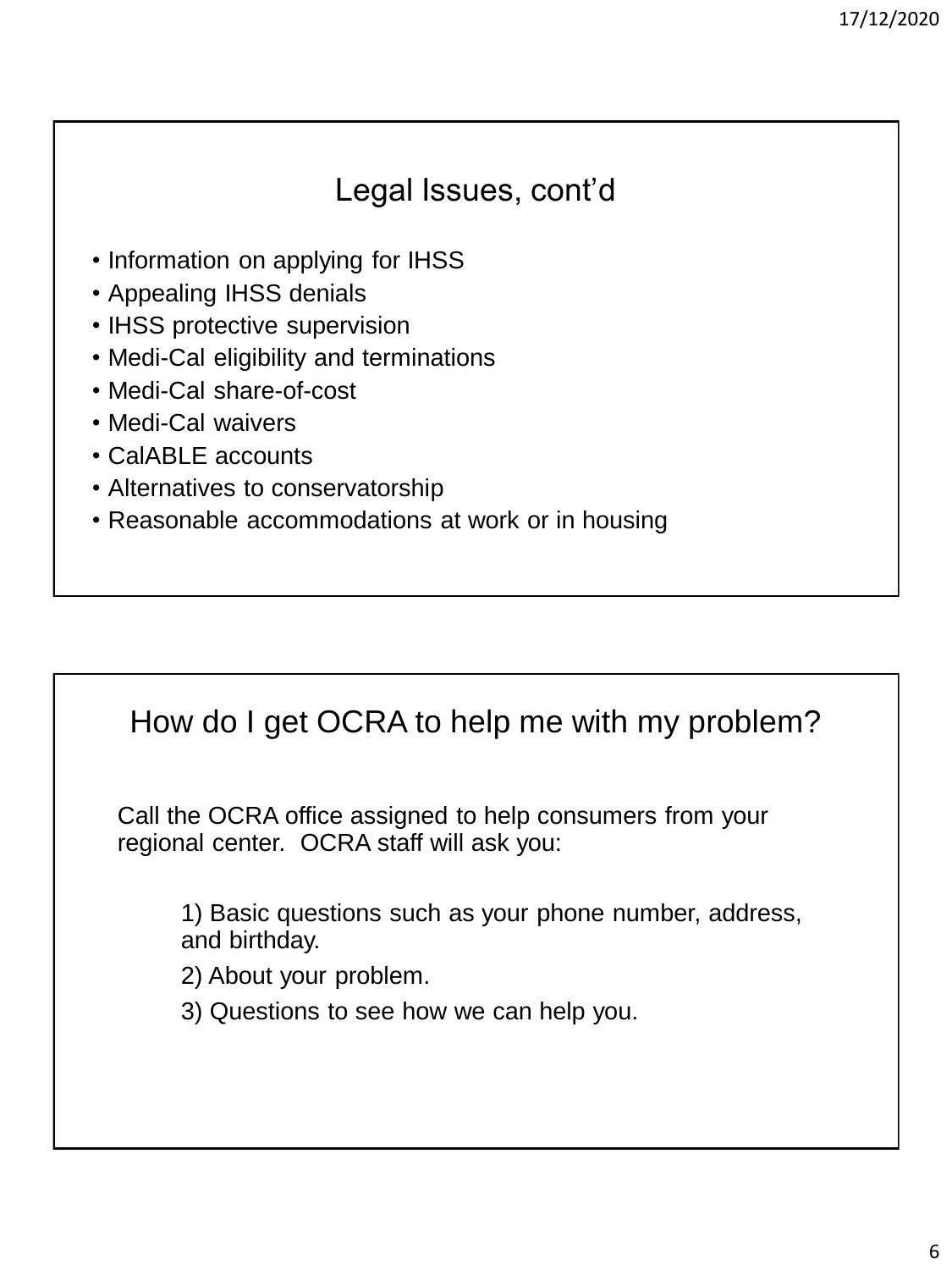## Legal Issues, cont'd

- Information on applying for IHSS
- Appealing IHSS denials
- IHSS protective supervision
- Medi-Cal eligibility and terminations
- Medi-Cal share-of-cost
- Medi-Cal waivers
- CalABLE accounts
- Alternatives to conservatorship
- Reasonable accommodations at work or in housing

## How do I get OCRA to help me with my problem?

Call the OCRA office assigned to help consumers from your regional center. OCRA staff will ask you:

1) Basic questions such as your phone number, address, and birthday.
2) About your problem.
3) Questions to see how we can help you.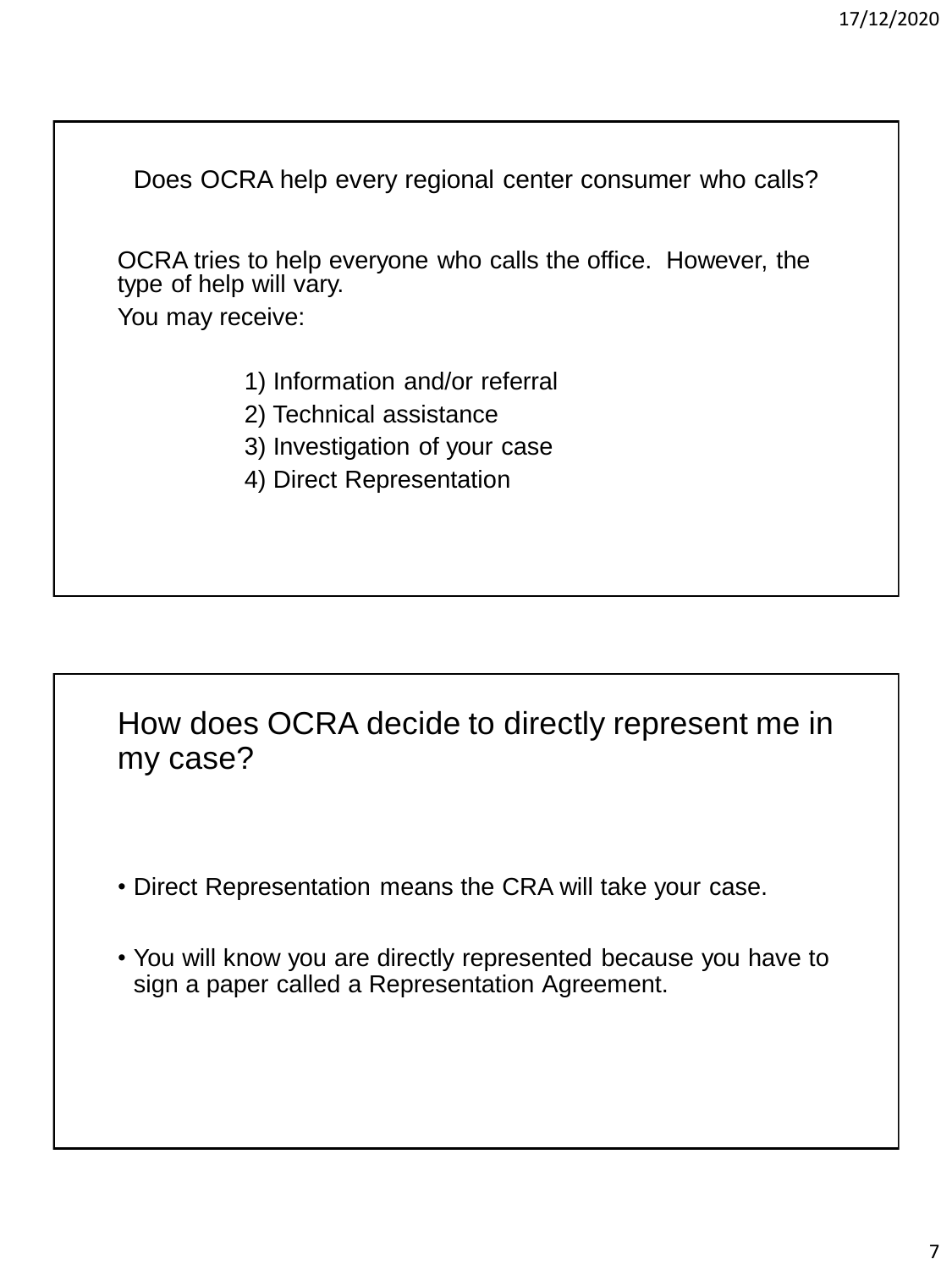## Does OCRA help every regional center consumer who calls?

OCRA tries to help everyone who calls the office. However, the type of help will vary.

You may receive:

1) Information and/or referral
2) Technical assistance
3) Investigation of your case
4) Direct Representation

## How does OCRA decide to directly represent me in my case?

- Direct Representation means the CRA will take your case.
- You will know you are directly represented because you have to sign a paper called a Representation Agreement.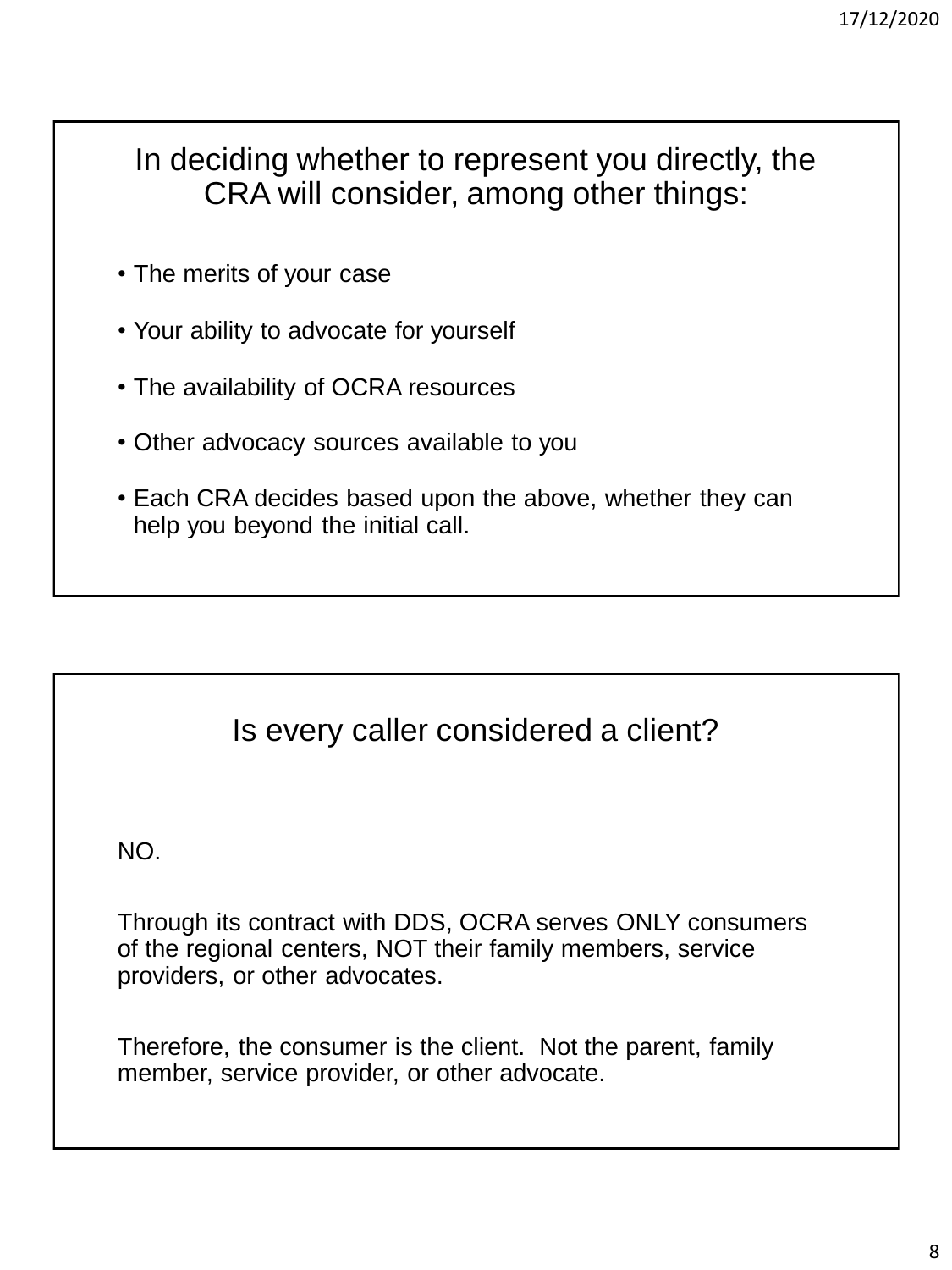## In deciding whether to represent you directly, the CRA will consider, among other things:

- The merits of your case
- Your ability to advocate for yourself
- The availability of OCRA resources
- Other advocacy sources available to you
- Each CRA decides based upon the above, whether they can help you beyond the initial call.

## Is every caller considered a client?

NO.

Through its contract with DDS, OCRA serves ONLY consumers of the regional centers, NOT their family members, service providers, or other advocates.

Therefore, the consumer is the client. Not the parent, family member, service provider, or other advocate.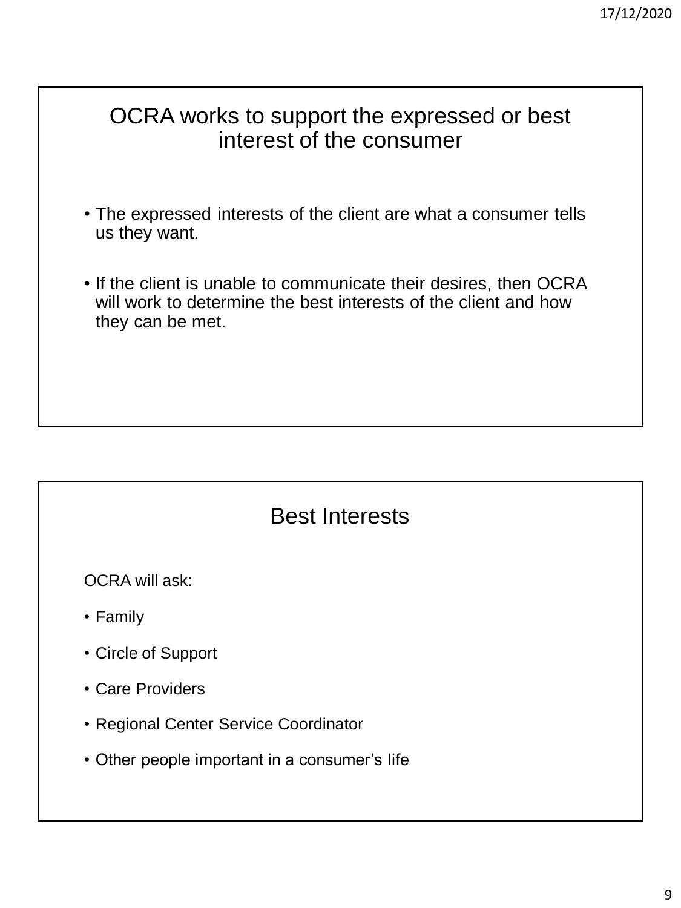## OCRA works to support the expressed or best interest of the consumer

- The expressed interests of the client are what a consumer tells us they want.
- If the client is unable to communicate their desires, then OCRA will work to determine the best interests of the client and how they can be met.

## Best Interests

OCRA will ask:

- Family
- Circle of Support
- Care Providers
- Regional Center Service Coordinator
- Other people important in a consumer's life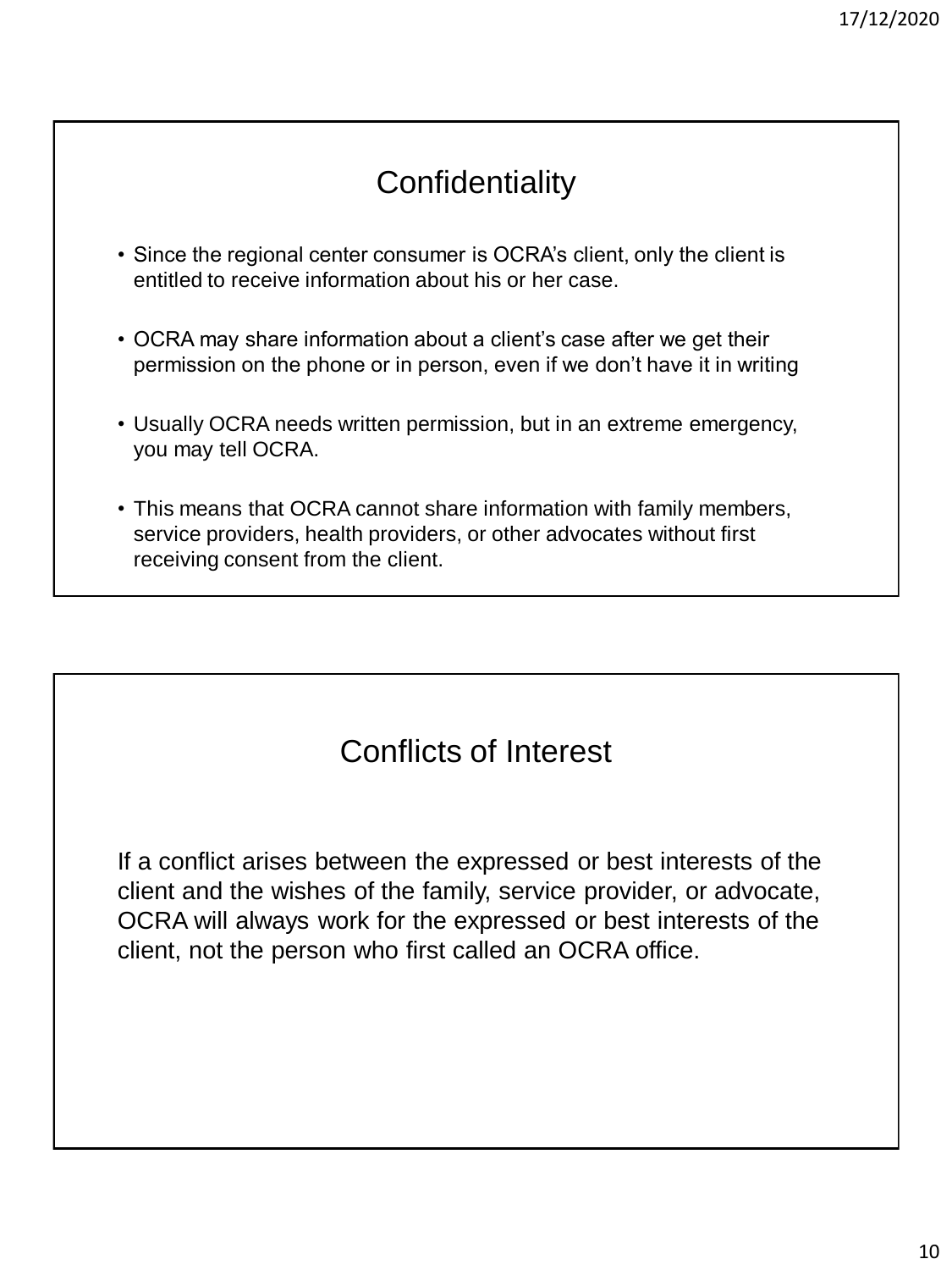## Confidentiality

- Since the regional center consumer is OCRA's client, only the client is entitled to receive information about his or her case.
- OCRA may share information about a client's case after we get their permission on the phone or in person, even if we don't have it in writing
- Usually OCRA needs written permission, but in an extreme emergency, you may tell OCRA.
- This means that OCRA cannot share information with family members, service providers, health providers, or other advocates without first receiving consent from the client.

## Conflicts of Interest

If a conflict arises between the expressed or best interests of the client and the wishes of the family, service provider, or advocate, OCRA will always work for the expressed or best interests of the client, not the person who first called an OCRA office.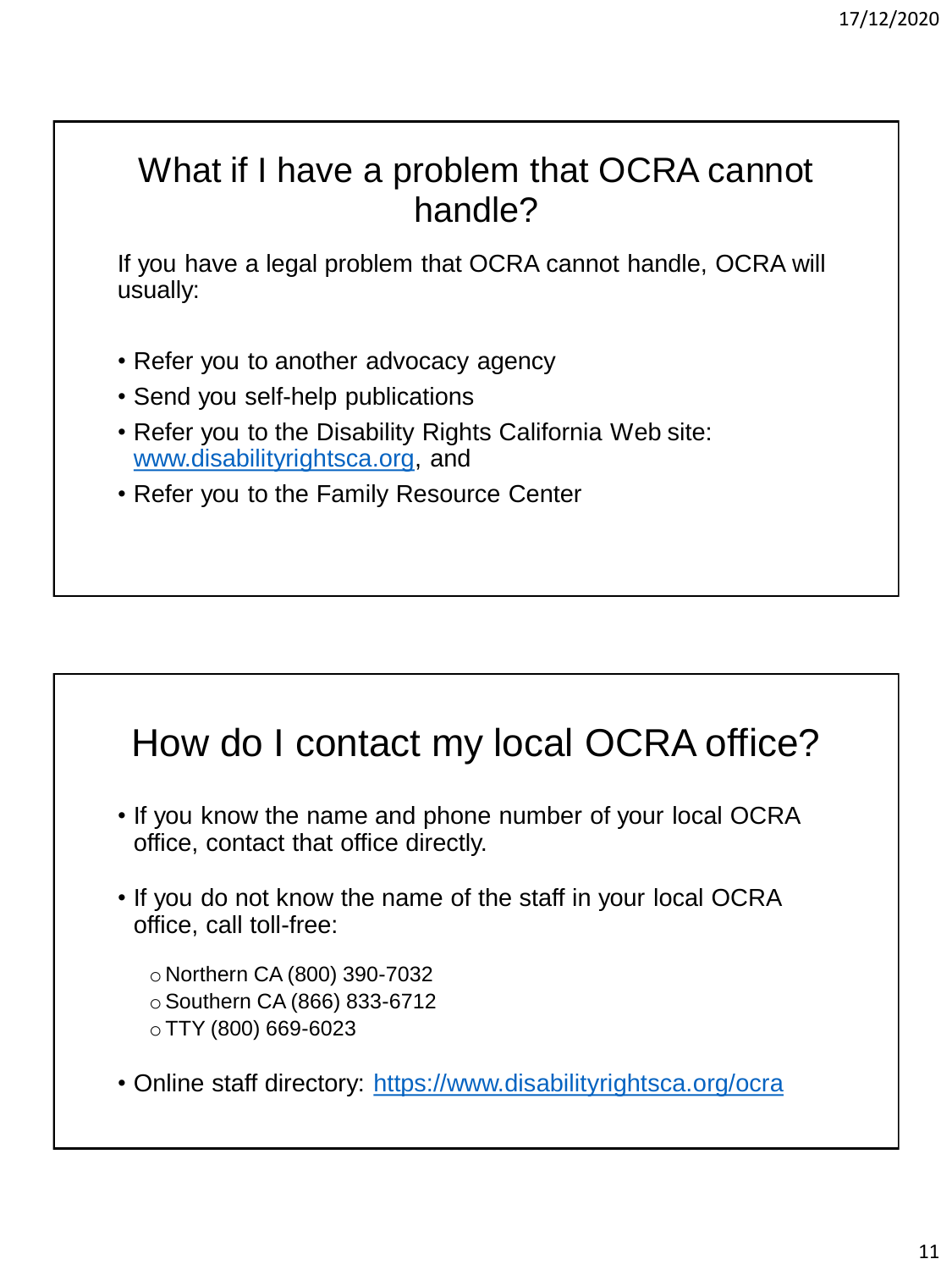## What if I have a problem that OCRA cannot handle?

If you have a legal problem that OCRA cannot handle, OCRA will usually:

- Refer you to another advocacy agency
- Send you self-help publications
- Refer you to the Disability Rights California Web site: www.disabilityrightsca.org, and
- Refer you to the Family Resource Center

## How do I contact my local OCRA office?

- If you know the name and phone number of your local OCRA office, contact that office directly.
- If you do not know the name of the staff in your local OCRA office, call toll-free:
  - Northern CA (800) 390-7032
  - Southern CA (866) 833-6712
  - TTY (800) 669-6023
- Online staff directory: https://www.disabilityrightsca.org/ocra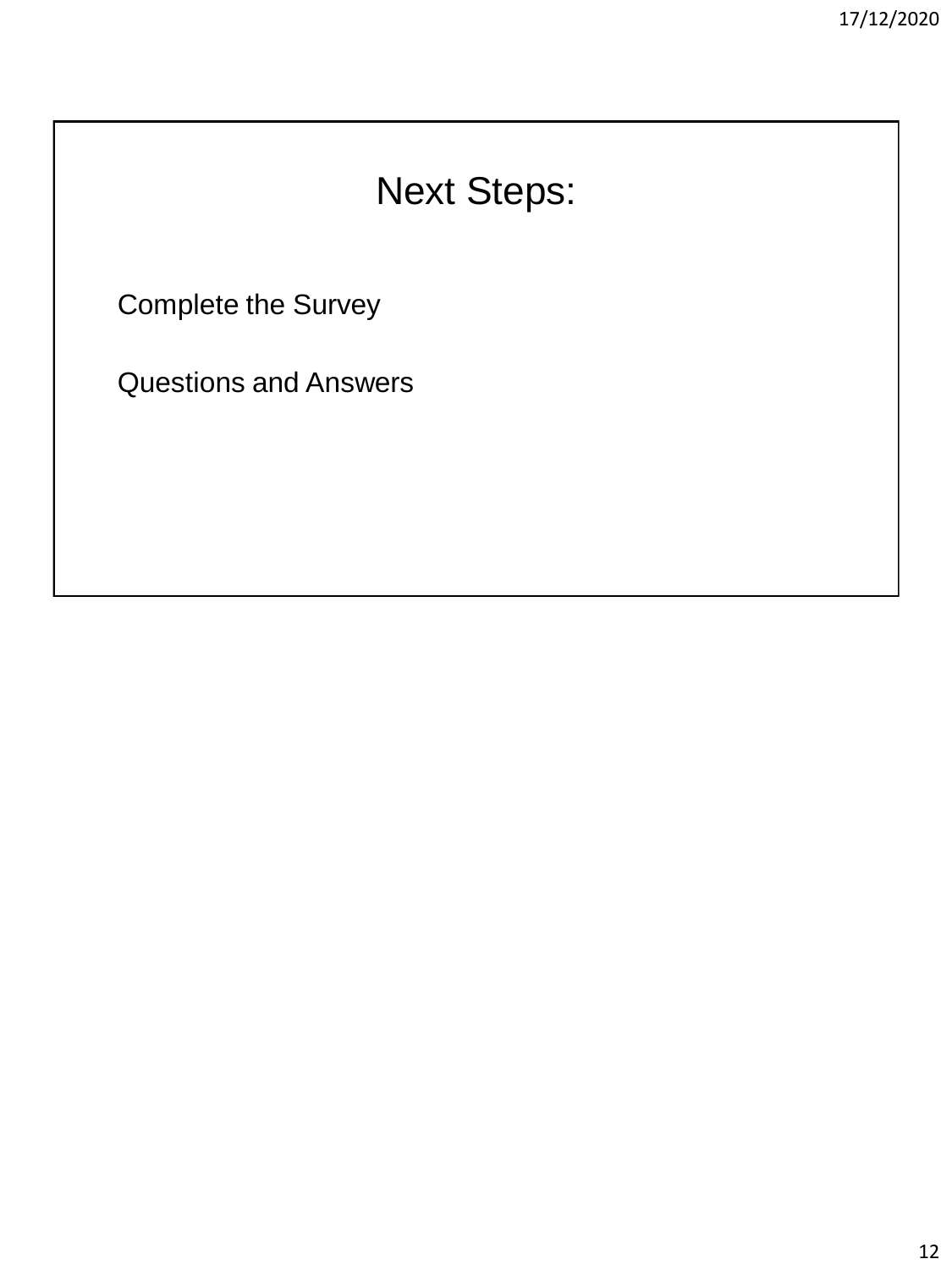# Next Steps:

Complete the Survey

Questions and Answers